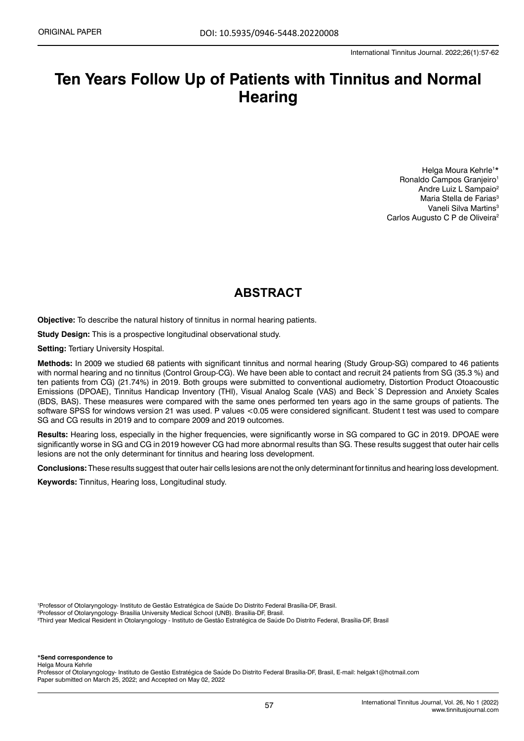ORIGINAL PAPER

DOI: 10.5935/0946-5448.20220008

# Ten Years Follow Up of Patients with Tinnitus and Normal Hearing

Helga Moura Kehrle[1]*
Ronaldo Campos Granjeiro[1]
Andre Luiz L Sampaio[2]
Maria Stella de Farias[3]
Vaneli Silva Martins[3]
Carlos Augusto C P de Oliveira[2]

## ABSTRACT

**Objective:** To describe the natural history of tinnitus in normal hearing patients.

**Study Design:** This is a prospective longitudinal observational study.

**Setting:** Tertiary University Hospital.

**Methods:** In 2009 we studied 68 patients with significant tinnitus and normal hearing (Study Group-SG) compared to 46 patients with normal hearing and no tinnitus (Control Group-CG). We have been able to contact and recruit 24 patients from SG (35.3 %) and ten patients from CG) (21.74%) in 2019. Both groups were submitted to conventional audiometry, Distortion Product Otoacoustic Emissions (DPOAE), Tinnitus Handicap Inventory (THI), Visual Analog Scale (VAS) and Beck`S Depression and Anxiety Scales (BDS, BAS). These measures were compared with the same ones performed ten years ago in the same groups of patients. The software SPSS for windows version 21 was used. P values <0.05 were considered significant. Student t test was used to compare SG and CG results in 2019 and to compare 2009 and 2019 outcomes.

**Results:** Hearing loss, especially in the higher frequencies, were significantly worse in SG compared to GC in 2019. DPOAE were significantly worse in SG and CG in 2019 however CG had more abnormal results than SG. These results suggest that outer hair cells lesions are not the only determinant for tinnitus and hearing loss development.

**Conclusions:** These results suggest that outer hair cells lesions are not the only determinant for tinnitus and hearing loss development.

**Keywords:** Tinnitus, Hearing loss, Longitudinal study.

[1]Professor of Otolaryngology- Instituto de Gestão Estratégica de Saúde Do Distrito Federal Brasília-DF, Brasil.
[2]Professor of Otolaryngology- Brasília University Medical School (UNB). Brasília-DF, Brasil.
[3]Third year Medical Resident in Otolaryngology - Instituto de Gestão Estratégica de Saúde Do Distrito Federal, Brasília-DF, Brasil

**\*Send correspondence to**
Helga Moura Kehrle
Professor of Otolaryngology- Instituto de Gestão Estratégica de Saúde Do Distrito Federal Brasília-DF, Brasil, E-mail: helgak1@hotmail.com
Paper submitted on March 25, 2022; and Accepted on May 02, 2022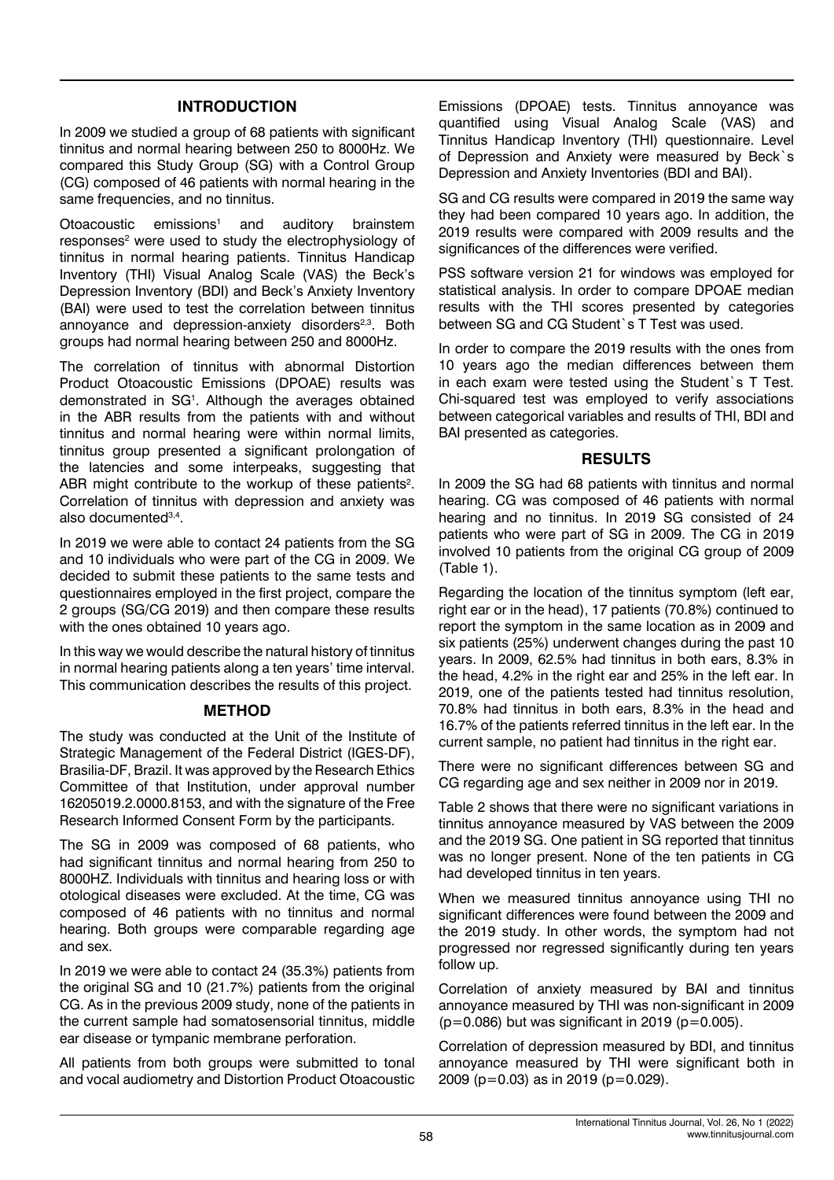## INTRODUCTION

In 2009 we studied a group of 68 patients with significant tinnitus and normal hearing between 250 to 8000Hz. We compared this Study Group (SG) with a Control Group (CG) composed of 46 patients with normal hearing in the same frequencies, and no tinnitus.

Otoacoustic emissions[1] and auditory brainstem responses[2] were used to study the electrophysiology of tinnitus in normal hearing patients. Tinnitus Handicap Inventory (THI) Visual Analog Scale (VAS) the Beck's Depression Inventory (BDI) and Beck's Anxiety Inventory (BAI) were used to test the correlation between tinnitus annoyance and depression-anxiety disorders[2,3]. Both groups had normal hearing between 250 and 8000Hz.

The correlation of tinnitus with abnormal Distortion Product Otoacoustic Emissions (DPOAE) results was demonstrated in SG[1]. Although the averages obtained in the ABR results from the patients with and without tinnitus and normal hearing were within normal limits, tinnitus group presented a significant prolongation of the latencies and some interpeaks, suggesting that ABR might contribute to the workup of these patients[2]. Correlation of tinnitus with depression and anxiety was also documented[3,4].

In 2019 we were able to contact 24 patients from the SG and 10 individuals who were part of the CG in 2009. We decided to submit these patients to the same tests and questionnaires employed in the first project, compare the 2 groups (SG/CG 2019) and then compare these results with the ones obtained 10 years ago.

In this way we would describe the natural history of tinnitus in normal hearing patients along a ten years' time interval. This communication describes the results of this project.

## METHOD

The study was conducted at the Unit of the Institute of Strategic Management of the Federal District (IGES-DF), Brasilia-DF, Brazil. It was approved by the Research Ethics Committee of that Institution, under approval number 16205019.2.0000.8153, and with the signature of the Free Research Informed Consent Form by the participants.

The SG in 2009 was composed of 68 patients, who had significant tinnitus and normal hearing from 250 to 8000HZ. Individuals with tinnitus and hearing loss or with otological diseases were excluded. At the time, CG was composed of 46 patients with no tinnitus and normal hearing. Both groups were comparable regarding age and sex.

In 2019 we were able to contact 24 (35.3%) patients from the original SG and 10 (21.7%) patients from the original CG. As in the previous 2009 study, none of the patients in the current sample had somatosensorial tinnitus, middle ear disease or tympanic membrane perforation.

All patients from both groups were submitted to tonal and vocal audiometry and Distortion Product Otoacoustic Emissions (DPOAE) tests. Tinnitus annoyance was quantified using Visual Analog Scale (VAS) and Tinnitus Handicap Inventory (THI) questionnaire. Level of Depression and Anxiety were measured by Beck`s Depression and Anxiety Inventories (BDI and BAI).

SG and CG results were compared in 2019 the same way they had been compared 10 years ago. In addition, the 2019 results were compared with 2009 results and the significances of the differences were verified.

PSS software version 21 for windows was employed for statistical analysis. In order to compare DPOAE median results with the THI scores presented by categories between SG and CG Student`s T Test was used.

In order to compare the 2019 results with the ones from 10 years ago the median differences between them in each exam were tested using the Student`s T Test. Chi-squared test was employed to verify associations between categorical variables and results of THI, BDI and BAI presented as categories.

## RESULTS

In 2009 the SG had 68 patients with tinnitus and normal hearing. CG was composed of 46 patients with normal hearing and no tinnitus. In 2019 SG consisted of 24 patients who were part of SG in 2009. The CG in 2019 involved 10 patients from the original CG group of 2009 (Table 1).

Regarding the location of the tinnitus symptom (left ear, right ear or in the head), 17 patients (70.8%) continued to report the symptom in the same location as in 2009 and six patients (25%) underwent changes during the past 10 years. In 2009, 62.5% had tinnitus in both ears, 8.3% in the head, 4.2% in the right ear and 25% in the left ear. In 2019, one of the patients tested had tinnitus resolution, 70.8% had tinnitus in both ears, 8.3% in the head and 16.7% of the patients referred tinnitus in the left ear. In the current sample, no patient had tinnitus in the right ear.

There were no significant differences between SG and CG regarding age and sex neither in 2009 nor in 2019.

Table 2 shows that there were no significant variations in tinnitus annoyance measured by VAS between the 2009 and the 2019 SG. One patient in SG reported that tinnitus was no longer present. None of the ten patients in CG had developed tinnitus in ten years.

When we measured tinnitus annoyance using THI no significant differences were found between the 2009 and the 2019 study. In other words, the symptom had not progressed nor regressed significantly during ten years follow up.

Correlation of anxiety measured by BAI and tinnitus annoyance measured by THI was non-significant in 2009 ($p=0.086$) but was significant in 2019 ($p=0.005$).

Correlation of depression measured by BDI, and tinnitus annoyance measured by THI were significant both in 2009 ($p=0.03$) as in 2019 ($p=0.029$).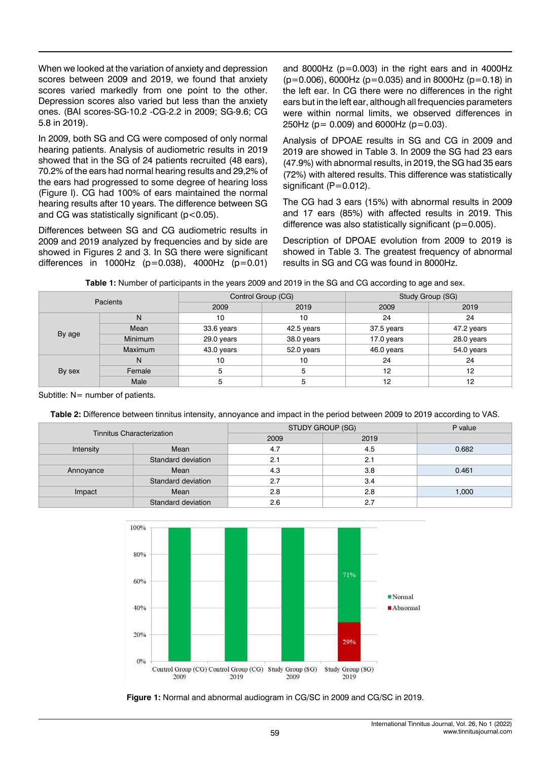When we looked at the variation of anxiety and depression scores between 2009 and 2019, we found that anxiety scores varied markedly from one point to the other. Depression scores also varied but less than the anxiety ones. (BAI scores-SG-10.2 -CG-2.2 in 2009; SG-9.6; CG 5.8 in 2019).

In 2009, both SG and CG were composed of only normal hearing patients. Analysis of audiometric results in 2019 showed that in the SG of 24 patients recruited (48 ears), 70.2% of the ears had normal hearing results and 29,2% of the ears had progressed to some degree of hearing loss (Figure I). CG had 100% of ears maintained the normal hearing results after 10 years. The difference between SG and CG was statistically significant ($p<0.05$).

Differences between SG and CG audiometric results in 2009 and 2019 analyzed by frequencies and by side are showed in Figures 2 and 3. In SG there were significant differences in 1000Hz ($p=0.038$), 4000Hz ($p=0.01$) and 8000Hz ($p=0.003$) in the right ears and in 4000Hz ($p=0.006$), 6000Hz ($p=0.035$) and in 8000Hz ($p=0.18$) in the left ear. In CG there were no differences in the right ears but in the left ear, although all frequencies parameters were within normal limits, we observed differences in 250Hz ($p= 0.009$) and 6000Hz ($p=0.03$).

Analysis of DPOAE results in SG and CG in 2009 and 2019 are showed in Table 3. In 2009 the SG had 23 ears (47.9%) with abnormal results, in 2019, the SG had 35 ears (72%) with altered results. This difference was statistically significant ($P=0.012$).

The CG had 3 ears (15%) with abnormal results in 2009 and 17 ears (85%) with affected results in 2019. This difference was also statistically significant ($p=0.005$).

Description of DPOAE evolution from 2009 to 2019 is showed in Table 3. The greatest frequency of abnormal results in SG and CG was found in 8000Hz.

**Table 1:** Number of participants in the years 2009 and 2019 in the SG and CG according to age and sex.

| Pacients | | Control Group (CG) | | Study Group (SG) | |
|---|---|---|---|---|---|
| | | 2009 | 2019 | 2009 | 2019 |
| By age | N | 10 | 10 | 24 | 24 |
| | Mean | 33.6 years | 42.5 years | 37.5 years | 47.2 years |
| | Minimum | 29.0 years | 38.0 years | 17.0 years | 28.0 years |
| | Maximum | 43.0 years | 52.0 years | 46.0 years | 54.0 years |
| By sex | N | 10 | 10 | 24 | 24 |
| | Female | 5 | 5 | 12 | 12 |
| | Male | 5 | 5 | 12 | 12 |

Subtitle: N= number of patients.

**Table 2:** Difference between tinnitus intensity, annoyance and impact in the period between 2009 to 2019 according to VAS.

| Tinnitus Characterization | | STUDY GROUP (SG) | | P value |
|---|---|---|---|---|
| | | 2009 | 2019 | |
| Intensity | Mean | 4.7 | 4.5 | 0.682 |
| | Standard deviation | 2.1 | 2.1 | |
| Annoyance | Mean | 4.3 | 3.8 | 0.461 |
| | Standard deviation | 2.7 | 3.4 | |
| Impact | Mean | 2.8 | 2.8 | 1,000 |
| | Standard deviation | 2.6 | 2.7 | |

**Figure 1:** Normal and abnormal audiogram in CG/SC in 2009 and CG/SC in 2019.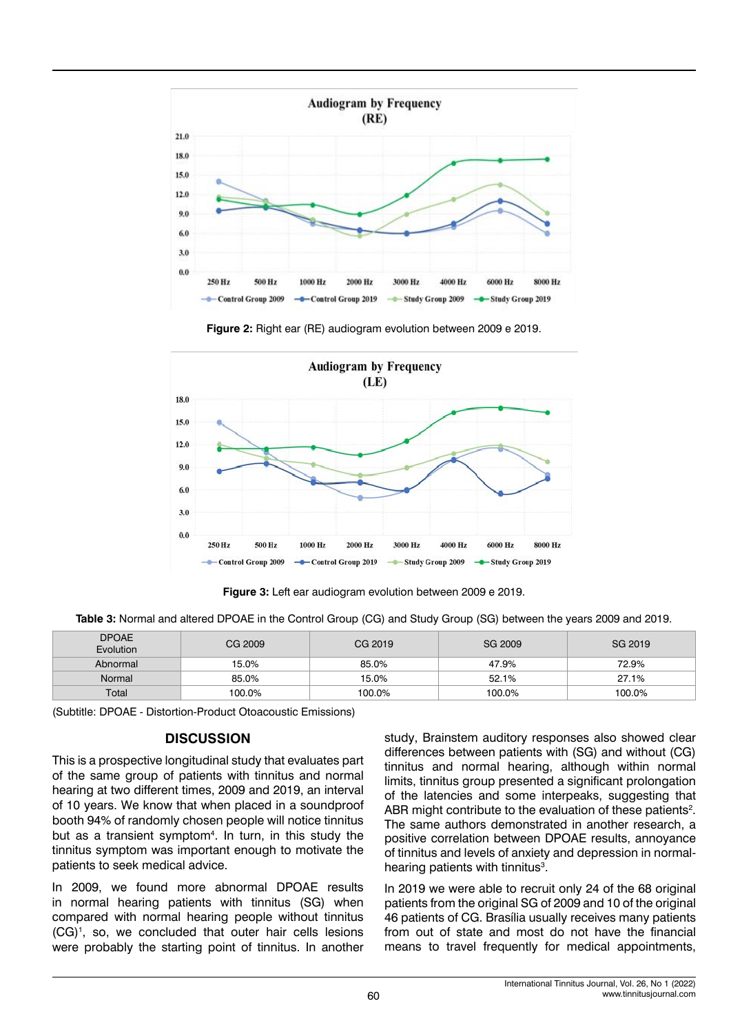Figure 2: Right ear (RE) audiogram evolution between 2009 e 2019.

Figure 3: Left ear audiogram evolution between 2009 e 2019.

**Table 3:** Normal and altered DPOAE in the Control Group (CG) and Study Group (SG) between the years 2009 and 2019.

| DPOAE Evolution | CG 2009 | CG 2019 | SG 2009 | SG 2019 |
|---|---|---|---|---|
| Abnormal | 15.0% | 85.0% | 47.9% | 72.9% |
| Normal | 85.0% | 15.0% | 52.1% | 27.1% |
| Total | 100.0% | 100.0% | 100.0% | 100.0% |

(Subtitle: DPOAE - Distortion-Product Otoacoustic Emissions)

## DISCUSSION

This is a prospective longitudinal study that evaluates part of the same group of patients with tinnitus and normal hearing at two different times, 2009 and 2019, an interval of 10 years. We know that when placed in a soundproof booth 94% of randomly chosen people will notice tinnitus but as a transient symptom[4]. In turn, in this study the tinnitus symptom was important enough to motivate the patients to seek medical advice.

In 2009, we found more abnormal DPOAE results in normal hearing patients with tinnitus (SG) when compared with normal hearing people without tinnitus (CG)[1], so, we concluded that outer hair cells lesions were probably the starting point of tinnitus. In another study, Brainstem auditory responses also showed clear differences between patients with (SG) and without (CG) tinnitus and normal hearing, although within normal limits, tinnitus group presented a significant prolongation of the latencies and some interpeaks, suggesting that ABR might contribute to the evaluation of these patients[2]. The same authors demonstrated in another research, a positive correlation between DPOAE results, annoyance of tinnitus and levels of anxiety and depression in normal-hearing patients with tinnitus[3].

In 2019 we were able to recruit only 24 of the 68 original patients from the original SG of 2009 and 10 of the original 46 patients of CG. Brasília usually receives many patients from out of state and most do not have the financial means to travel frequently for medical appointments,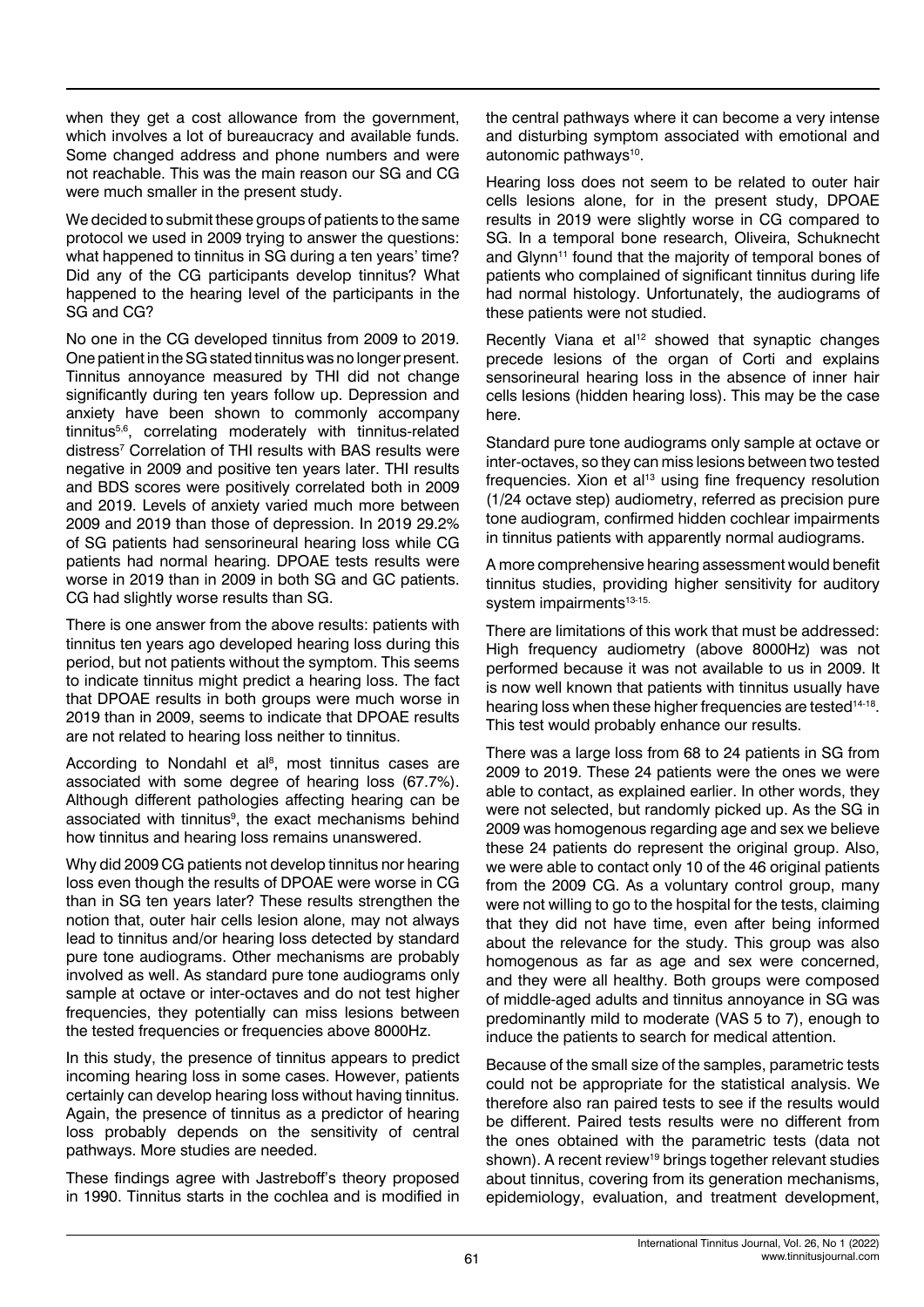when they get a cost allowance from the government, which involves a lot of bureaucracy and available funds. Some changed address and phone numbers and were not reachable. This was the main reason our SG and CG were much smaller in the present study.

We decided to submit these groups of patients to the same protocol we used in 2009 trying to answer the questions: what happened to tinnitus in SG during a ten years' time? Did any of the CG participants develop tinnitus? What happened to the hearing level of the participants in the SG and CG?

No one in the CG developed tinnitus from 2009 to 2019. One patient in the SG stated tinnitus was no longer present. Tinnitus annoyance measured by THI did not change significantly during ten years follow up. Depression and anxiety have been shown to commonly accompany tinnitus[5,6], correlating moderately with tinnitus-related distress[7] Correlation of THI results with BAS results were negative in 2009 and positive ten years later. THI results and BDS scores were positively correlated both in 2009 and 2019. Levels of anxiety varied much more between 2009 and 2019 than those of depression. In 2019 29.2% of SG patients had sensorineural hearing loss while CG patients had normal hearing. DPOAE tests results were worse in 2019 than in 2009 in both SG and GC patients. CG had slightly worse results than SG.

There is one answer from the above results: patients with tinnitus ten years ago developed hearing loss during this period, but not patients without the symptom. This seems to indicate tinnitus might predict a hearing loss. The fact that DPOAE results in both groups were much worse in 2019 than in 2009, seems to indicate that DPOAE results are not related to hearing loss neither to tinnitus.

According to Nondahl et al[8], most tinnitus cases are associated with some degree of hearing loss (67.7%). Although different pathologies affecting hearing can be associated with tinnitus[9], the exact mechanisms behind how tinnitus and hearing loss remains unanswered.

Why did 2009 CG patients not develop tinnitus nor hearing loss even though the results of DPOAE were worse in CG than in SG ten years later? These results strengthen the notion that, outer hair cells lesion alone, may not always lead to tinnitus and/or hearing loss detected by standard pure tone audiograms. Other mechanisms are probably involved as well. As standard pure tone audiograms only sample at octave or inter-octaves and do not test higher frequencies, they potentially can miss lesions between the tested frequencies or frequencies above 8000Hz.

In this study, the presence of tinnitus appears to predict incoming hearing loss in some cases. However, patients certainly can develop hearing loss without having tinnitus. Again, the presence of tinnitus as a predictor of hearing loss probably depends on the sensitivity of central pathways. More studies are needed.

These findings agree with Jastreboff's theory proposed in 1990. Tinnitus starts in the cochlea and is modified in the central pathways where it can become a very intense and disturbing symptom associated with emotional and autonomic pathways[10].

Hearing loss does not seem to be related to outer hair cells lesions alone, for in the present study, DPOAE results in 2019 were slightly worse in CG compared to SG. In a temporal bone research, Oliveira, Schuknecht and Glynn[11] found that the majority of temporal bones of patients who complained of significant tinnitus during life had normal histology. Unfortunately, the audiograms of these patients were not studied.

Recently Viana et al[12] showed that synaptic changes precede lesions of the organ of Corti and explains sensorineural hearing loss in the absence of inner hair cells lesions (hidden hearing loss). This may be the case here.

Standard pure tone audiograms only sample at octave or inter-octaves, so they can miss lesions between two tested frequencies. Xion et al[13] using fine frequency resolution (1/24 octave step) audiometry, referred as precision pure tone audiogram, confirmed hidden cochlear impairments in tinnitus patients with apparently normal audiograms.

A more comprehensive hearing assessment would benefit tinnitus studies, providing higher sensitivity for auditory system impairments[13-15].

There are limitations of this work that must be addressed: High frequency audiometry (above 8000Hz) was not performed because it was not available to us in 2009. It is now well known that patients with tinnitus usually have hearing loss when these higher frequencies are tested[14-18]. This test would probably enhance our results.

There was a large loss from 68 to 24 patients in SG from 2009 to 2019. These 24 patients were the ones we were able to contact, as explained earlier. In other words, they were not selected, but randomly picked up. As the SG in 2009 was homogenous regarding age and sex we believe these 24 patients do represent the original group. Also, we were able to contact only 10 of the 46 original patients from the 2009 CG. As a voluntary control group, many were not willing to go to the hospital for the tests, claiming that they did not have time, even after being informed about the relevance for the study. This group was also homogenous as far as age and sex were concerned, and they were all healthy. Both groups were composed of middle-aged adults and tinnitus annoyance in SG was predominantly mild to moderate (VAS 5 to 7), enough to induce the patients to search for medical attention.

Because of the small size of the samples, parametric tests could not be appropriate for the statistical analysis. We therefore also ran paired tests to see if the results would be different. Paired tests results were no different from the ones obtained with the parametric tests (data not shown). A recent review[19] brings together relevant studies about tinnitus, covering from its generation mechanisms, epidemiology, evaluation, and treatment development,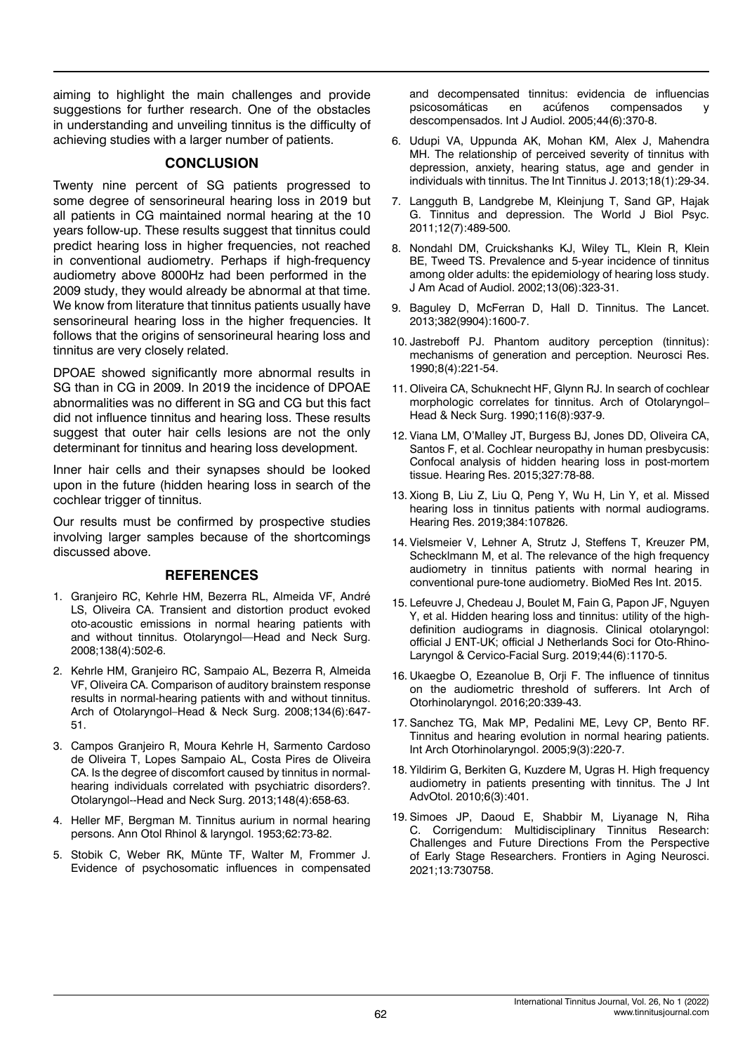aiming to highlight the main challenges and provide suggestions for further research. One of the obstacles in understanding and unveiling tinnitus is the difficulty of achieving studies with a larger number of patients.

## CONCLUSION

Twenty nine percent of SG patients progressed to some degree of sensorineural hearing loss in 2019 but all patients in CG maintained normal hearing at the 10 years follow-up. These results suggest that tinnitus could predict hearing loss in higher frequencies, not reached in conventional audiometry. Perhaps if high-frequency audiometry above 8000Hz had been performed in the 2009 study, they would already be abnormal at that time. We know from literature that tinnitus patients usually have sensorineural hearing loss in the higher frequencies. It follows that the origins of sensorineural hearing loss and tinnitus are very closely related.

DPOAE showed significantly more abnormal results in SG than in CG in 2009. In 2019 the incidence of DPOAE abnormalities was no different in SG and CG but this fact did not influence tinnitus and hearing loss. These results suggest that outer hair cells lesions are not the only determinant for tinnitus and hearing loss development.

Inner hair cells and their synapses should be looked upon in the future (hidden hearing loss in search of the cochlear trigger of tinnitus.

Our results must be confirmed by prospective studies involving larger samples because of the shortcomings discussed above.

## REFERENCES

1. Granjeiro RC, Kehrle HM, Bezerra RL, Almeida VF, André LS, Oliveira CA. Transient and distortion product evoked oto-acoustic emissions in normal hearing patients with and without tinnitus. Otolaryngol—Head and Neck Surg. 2008;138(4):502-6.
2. Kehrle HM, Granjeiro RC, Sampaio AL, Bezerra R, Almeida VF, Oliveira CA. Comparison of auditory brainstem response results in normal-hearing patients with and without tinnitus. Arch of Otolaryngol–Head & Neck Surg. 2008;134(6):647-51.
3. Campos Granjeiro R, Moura Kehrle H, Sarmento Cardoso de Oliveira T, Lopes Sampaio AL, Costa Pires de Oliveira CA. Is the degree of discomfort caused by tinnitus in normal-hearing individuals correlated with psychiatric disorders?. Otolaryngol--Head and Neck Surg. 2013;148(4):658-63.
4. Heller MF, Bergman M. Tinnitus aurium in normal hearing persons. Ann Otol Rhinol & laryngol. 1953;62:73-82.
5. Stobik C, Weber RK, Münte TF, Walter M, Frommer J. Evidence of psychosomatic influences in compensated and decompensated tinnitus: evidencia de influencias psicosomáticas en acúfenos compensados y descompensados. Int J Audiol. 2005;44(6):370-8.
6. Udupi VA, Uppunda AK, Mohan KM, Alex J, Mahendra MH. The relationship of perceived severity of tinnitus with depression, anxiety, hearing status, age and gender in individuals with tinnitus. The Int Tinnitus J. 2013;18(1):29-34.
7. Langguth B, Landgrebe M, Kleinjung T, Sand GP, Hajak G. Tinnitus and depression. The World J Biol Psyc. 2011;12(7):489-500.
8. Nondahl DM, Cruickshanks KJ, Wiley TL, Klein R, Klein BE, Tweed TS. Prevalence and 5-year incidence of tinnitus among older adults: the epidemiology of hearing loss study. J Am Acad of Audiol. 2002;13(06):323-31.
9. Baguley D, McFerran D, Hall D. Tinnitus. The Lancet. 2013;382(9904):1600-7.
10. Jastreboff PJ. Phantom auditory perception (tinnitus): mechanisms of generation and perception. Neurosci Res. 1990;8(4):221-54.
11. Oliveira CA, Schuknecht HF, Glynn RJ. In search of cochlear morphologic correlates for tinnitus. Arch of Otolaryngol–Head & Neck Surg. 1990;116(8):937-9.
12. Viana LM, O'Malley JT, Burgess BJ, Jones DD, Oliveira CA, Santos F, et al. Cochlear neuropathy in human presbycusis: Confocal analysis of hidden hearing loss in post-mortem tissue. Hearing Res. 2015;327:78-88.
13. Xiong B, Liu Z, Liu Q, Peng Y, Wu H, Lin Y, et al. Missed hearing loss in tinnitus patients with normal audiograms. Hearing Res. 2019;384:107826.
14. Vielsmeier V, Lehner A, Strutz J, Steffens T, Kreuzer PM, Schecklmann M, et al. The relevance of the high frequency audiometry in tinnitus patients with normal hearing in conventional pure-tone audiometry. BioMed Res Int. 2015.
15. Lefeuvre J, Chedeau J, Boulet M, Fain G, Papon JF, Nguyen Y, et al. Hidden hearing loss and tinnitus: utility of the high-definition audiograms in diagnosis. Clinical otolaryngol: official J ENT-UK; official J Netherlands Soci for Oto-Rhino-Laryngol & Cervico-Facial Surg. 2019;44(6):1170-5.
16. Ukaegbe O, Ezeanolue B, Orji F. The influence of tinnitus on the audiometric threshold of sufferers. Int Arch of Otorhinolaryngol. 2016;20:339-43.
17. Sanchez TG, Mak MP, Pedalini ME, Levy CP, Bento RF. Tinnitus and hearing evolution in normal hearing patients. Int Arch Otorhinolaryngol. 2005;9(3):220-7.
18. Yildirim G, Berkiten G, Kuzdere M, Ugras H. High frequency audiometry in patients presenting with tinnitus. The J Int AdvOtol. 2010;6(3):401.
19. Simoes JP, Daoud E, Shabbir M, Liyanage N, Riha C. Corrigendum: Multidisciplinary Tinnitus Research: Challenges and Future Directions From the Perspective of Early Stage Researchers. Frontiers in Aging Neurosci. 2021;13:730758.